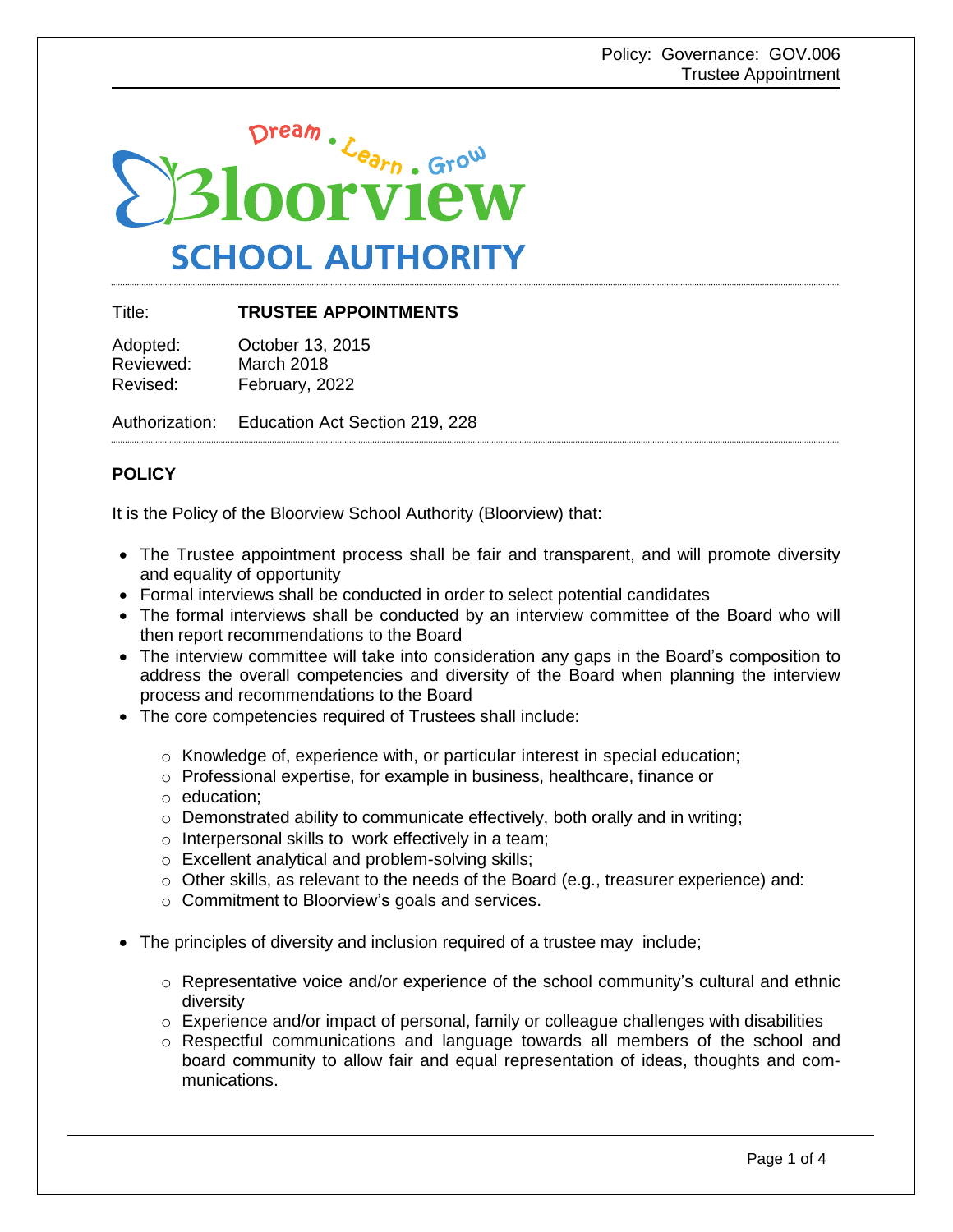Dream • Learn • Grow

# Bloorview SCHOOL AUTHORITY

Title: **TRUSTEE APPOINTMENTS**

Adopted: October 13, 2015
Reviewed: March 2018
Revised: February, 2022

Authorization: Education Act Section 219, 228

## POLICY

It is the Policy of the Bloorview School Authority (Bloorview) that:

- The Trustee appointment process shall be fair and transparent, and will promote diversity and equality of opportunity
- Formal interviews shall be conducted in order to select potential candidates
- The formal interviews shall be conducted by an interview committee of the Board who will then report recommendations to the Board
- The interview committee will take into consideration any gaps in the Board's composition to address the overall competencies and diversity of the Board when planning the interview process and recommendations to the Board
- The core competencies required of Trustees shall include:
  - Knowledge of, experience with, or particular interest in special education;
  - Professional expertise, for example in business, healthcare, finance or
  - education;
  - Demonstrated ability to communicate effectively, both orally and in writing;
  - Interpersonal skills to work effectively in a team;
  - Excellent analytical and problem-solving skills;
  - Other skills, as relevant to the needs of the Board (e.g., treasurer experience) and:
  - Commitment to Bloorview's goals and services.
- The principles of diversity and inclusion required of a trustee may include;
  - Representative voice and/or experience of the school community's cultural and ethnic diversity
  - Experience and/or impact of personal, family or colleague challenges with disabilities
  - Respectful communications and language towards all members of the school and board community to allow fair and equal representation of ideas, thoughts and communications.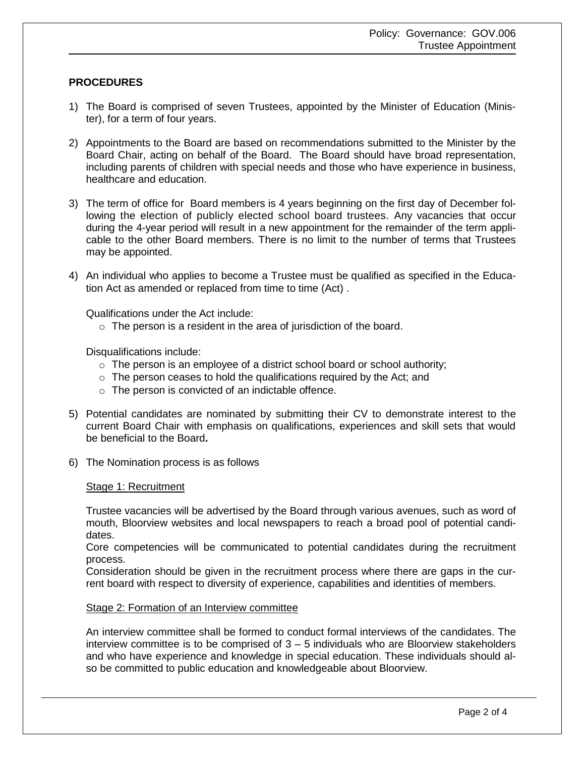## PROCEDURES

1) The Board is comprised of seven Trustees, appointed by the Minister of Education (Minister), for a term of four years.

2) Appointments to the Board are based on recommendations submitted to the Minister by the Board Chair, acting on behalf of the Board. The Board should have broad representation, including parents of children with special needs and those who have experience in business, healthcare and education.

3) The term of office for Board members is 4 years beginning on the first day of December following the election of publicly elected school board trustees. Any vacancies that occur during the 4-year period will result in a new appointment for the remainder of the term applicable to the other Board members. There is no limit to the number of terms that Trustees may be appointed.

4) An individual who applies to become a Trustee must be qualified as specified in the Education Act as amended or replaced from time to time (Act) .

   Qualifications under the Act include:
   - The person is a resident in the area of jurisdiction of the board.

   Disqualifications include:
   - The person is an employee of a district school board or school authority;
   - The person ceases to hold the qualifications required by the Act; and
   - The person is convicted of an indictable offence.

5) Potential candidates are nominated by submitting their CV to demonstrate interest to the current Board Chair with emphasis on qualifications, experiences and skill sets that would be beneficial to the Board**.**

6) The Nomination process is as follows

   Stage 1: Recruitment

   Trustee vacancies will be advertised by the Board through various avenues, such as word of mouth, Bloorview websites and local newspapers to reach a broad pool of potential candidates.
   Core competencies will be communicated to potential candidates during the recruitment process.
   Consideration should be given in the recruitment process where there are gaps in the current board with respect to diversity of experience, capabilities and identities of members.

   Stage 2: Formation of an Interview committee

   An interview committee shall be formed to conduct formal interviews of the candidates. The interview committee is to be comprised of 3 – 5 individuals who are Bloorview stakeholders and who have experience and knowledge in special education. These individuals should also be committed to public education and knowledgeable about Bloorview.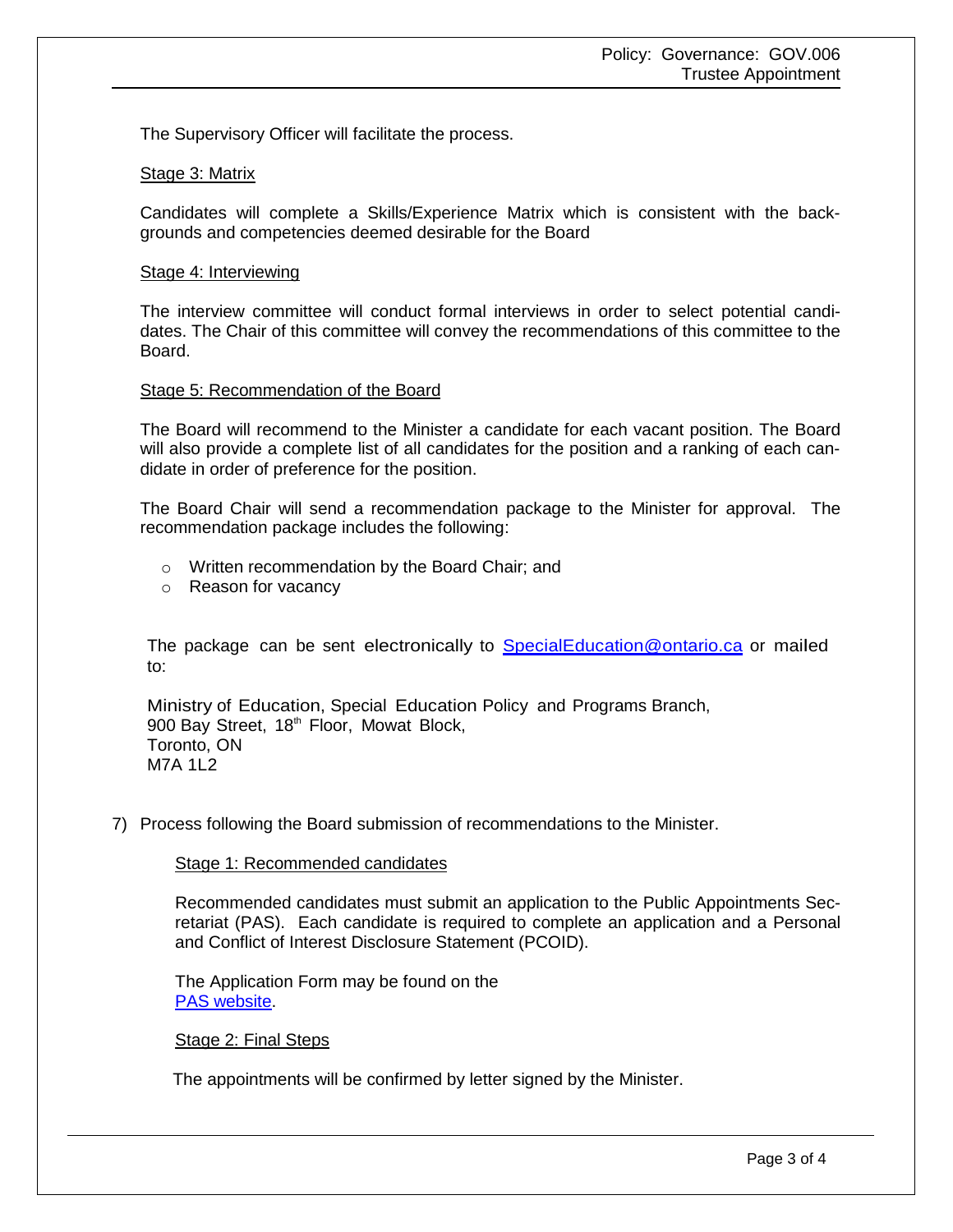The Supervisory Officer will facilitate the process.

Stage 3: Matrix

Candidates will complete a Skills/Experience Matrix which is consistent with the backgrounds and competencies deemed desirable for the Board

Stage 4: Interviewing

The interview committee will conduct formal interviews in order to select potential candidates. The Chair of this committee will convey the recommendations of this committee to the Board.

Stage 5: Recommendation of the Board

The Board will recommend to the Minister a candidate for each vacant position. The Board will also provide a complete list of all candidates for the position and a ranking of each candidate in order of preference for the position.

The Board Chair will send a recommendation package to the Minister for approval. The recommendation package includes the following:

- Written recommendation by the Board Chair; and
- Reason for vacancy

The package can be sent electronically to SpecialEducation@ontario.ca or mailed to:

Ministry of Education, Special Education Policy and Programs Branch,
900 Bay Street, 18th Floor, Mowat Block,
Toronto, ON
M7A 1L2

7) Process following the Board submission of recommendations to the Minister.

Stage 1: Recommended candidates

Recommended candidates must submit an application to the Public Appointments Secretariat (PAS). Each candidate is required to complete an application and a Personal and Conflict of Interest Disclosure Statement (PCOID).

The Application Form may be found on the PAS website.

Stage 2: Final Steps

The appointments will be confirmed by letter signed by the Minister.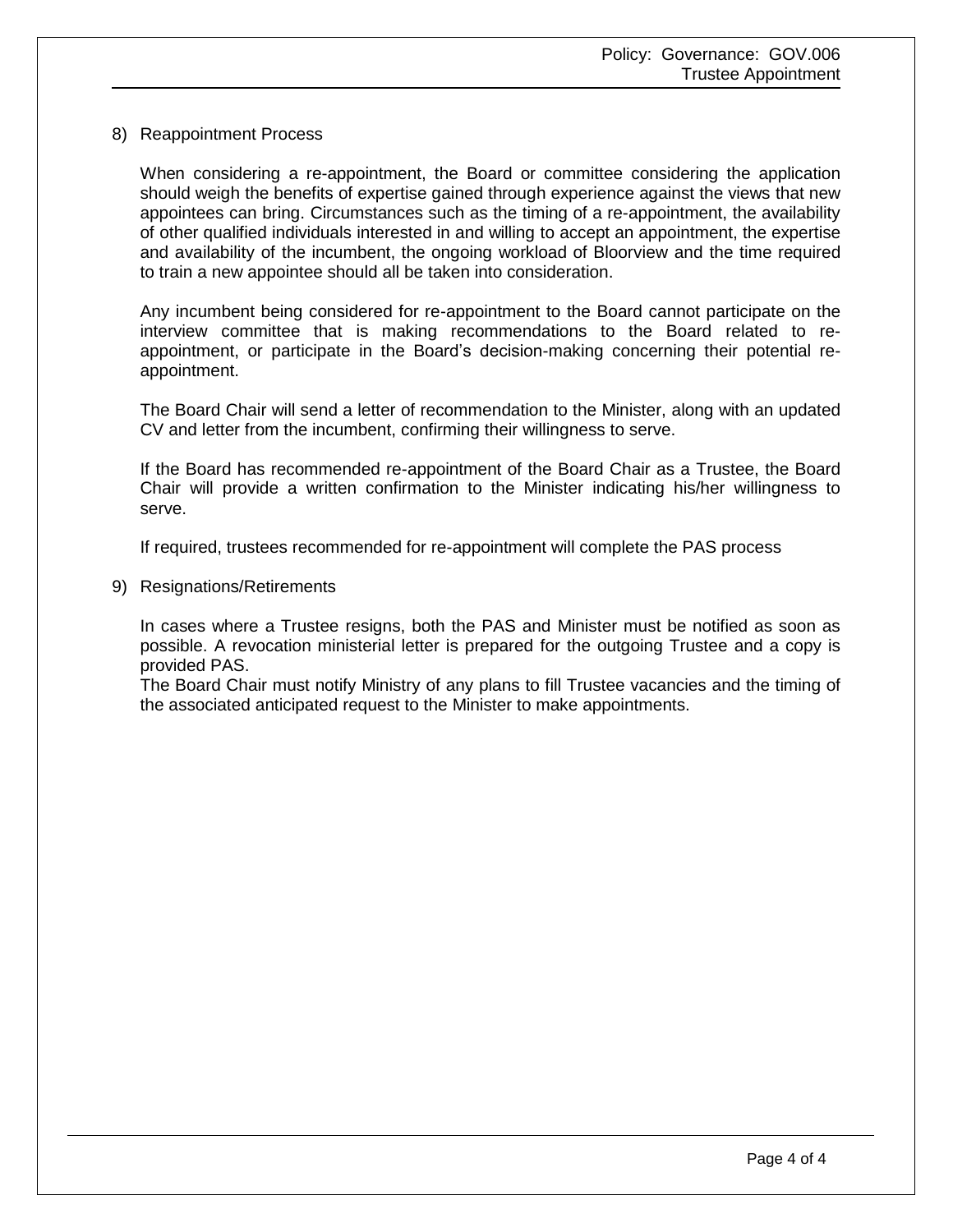8) Reappointment Process

When considering a re-appointment, the Board or committee considering the application should weigh the benefits of expertise gained through experience against the views that new appointees can bring. Circumstances such as the timing of a re-appointment, the availability of other qualified individuals interested in and willing to accept an appointment, the expertise and availability of the incumbent, the ongoing workload of Bloorview and the time required to train a new appointee should all be taken into consideration.

Any incumbent being considered for re-appointment to the Board cannot participate on the interview committee that is making recommendations to the Board related to re-appointment, or participate in the Board's decision-making concerning their potential re-appointment.

The Board Chair will send a letter of recommendation to the Minister, along with an updated CV and letter from the incumbent, confirming their willingness to serve.

If the Board has recommended re-appointment of the Board Chair as a Trustee, the Board Chair will provide a written confirmation to the Minister indicating his/her willingness to serve.

If required, trustees recommended for re-appointment will complete the PAS process

9) Resignations/Retirements

In cases where a Trustee resigns, both the PAS and Minister must be notified as soon as possible. A revocation ministerial letter is prepared for the outgoing Trustee and a copy is provided PAS.
The Board Chair must notify Ministry of any plans to fill Trustee vacancies and the timing of the associated anticipated request to the Minister to make appointments.